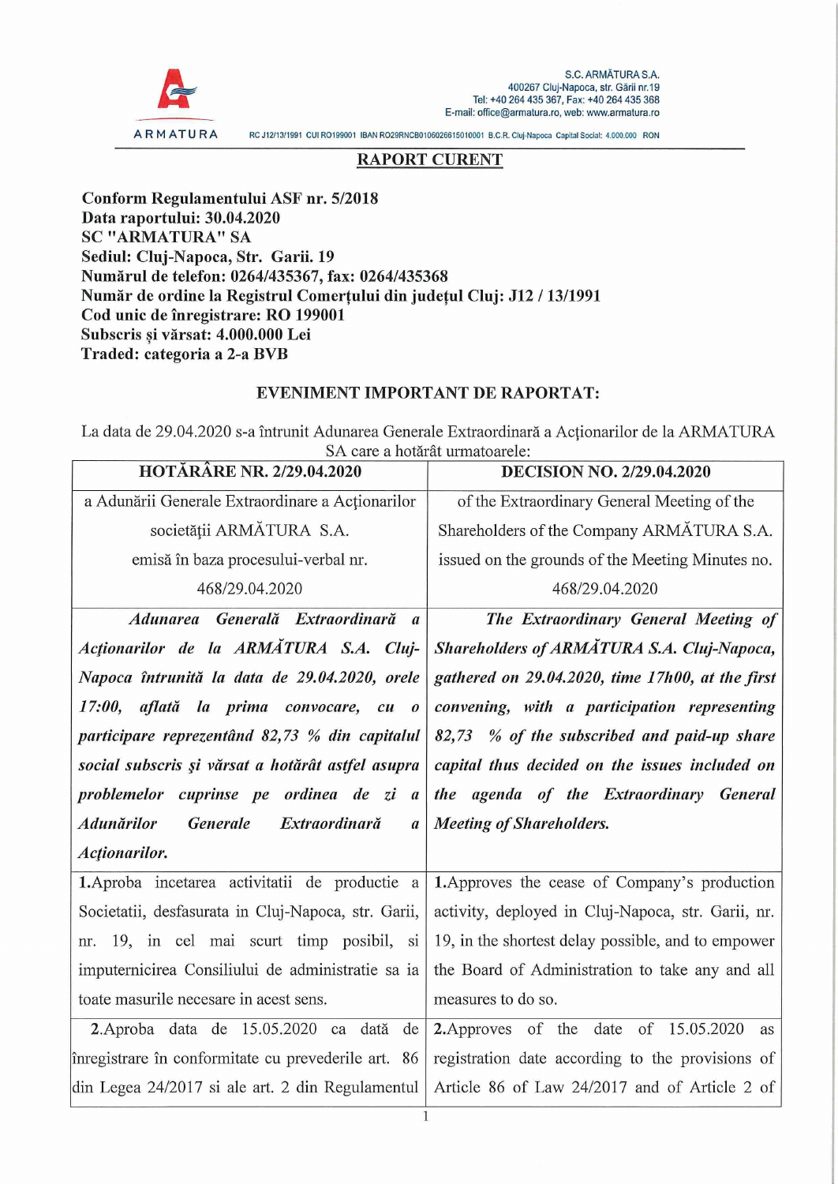S.C. ARMĂTURA S.A.
400267 Cluj-Napoca, str. Gării nr.19
Tel: +40 264 435 367, Fax: +40 264 435 368
E-mail: office@armatura.ro, web: www.armatura.ro

ARMATURA

RC J12/13/1991 CUI RO199001 IBAN RO29RNCB0106026615010001 B.C.R. Cluj-Napoca Capital Social: 4.000.000 RON

## RAPORT CURENT

**Conform Regulamentului ASF nr. 5/2018**
**Data raportului: 30.04.2020**
**SC "ARMATURA" SA**
**Sediul: Cluj-Napoca, Str. Garii. 19**
**Numărul de telefon: 0264/435367, fax: 0264/435368**
**Număr de ordine la Registrul Comerţului din judeţul Cluj: J12 / 13/1991**
**Cod unic de înregistrare: RO 199001**
**Subscris şi vărsat: 4.000.000 Lei**
**Traded: categoria a 2-a BVB**

### EVENIMENT IMPORTANT DE RAPORTAT:

La data de 29.04.2020 s-a întrunit Adunarea Generale Extraordinară a Acţionarilor de la ARMATURA SA care a hotărât urmatoarele:

| **HOTĂRÂRE NR. 2/29.04.2020** | **DECISION NO. 2/29.04.2020** |
|---|---|
| a Adunării Generale Extraordinare a Acţionarilor societăţii ARMĂTURA S.A. emisă în baza procesului-verbal nr. 468/29.04.2020 | of the Extraordinary General Meeting of the Shareholders of the Company ARMĂTURA S.A. issued on the grounds of the Meeting Minutes no. 468/29.04.2020 |
| ***Adunarea Generală Extraordinară a Acţionarilor de la ARMĂTURA S.A. Cluj-Napoca întrunită la data de 29.04.2020, orele 17:00, aflată la prima convocare, cu o participare reprezentând 82,73 % din capitalul social subscris şi vărsat a hotărât astfel asupra problemelor cuprinse pe ordinea de zi a Adunărilor Generale Extraordinară a Acţionarilor.*** | ***The Extraordinary General Meeting of Shareholders of ARMĂTURA S.A. Cluj-Napoca, gathered on 29.04.2020, time 17h00, at the first convening, with a participation representing 82,73 % of the subscribed and paid-up share capital thus decided on the issues included on the agenda of the Extraordinary General Meeting of Shareholders.*** |
| **1.**Aproba incetarea activitatii de productie a Societatii, desfasurata in Cluj-Napoca, str. Garii, nr. 19, in cel mai scurt timp posibil, si imputernicirea Consiliului de administratie sa ia toate masurile necesare in acest sens. | **1.**Approves the cease of Company's production activity, deployed in Cluj-Napoca, str. Garii, nr. 19, in the shortest delay possible, and to empower the Board of Administration to take any and all measures to do so. |
| **2.**Aproba data de 15.05.2020 ca dată de înregistrare în conformitate cu prevederile art. 86 din Legea 24/2017 si ale art. 2 din Regulamentul | **2.**Approves of the date of 15.05.2020 as registration date according to the provisions of Article 86 of Law 24/2017 and of Article 2 of |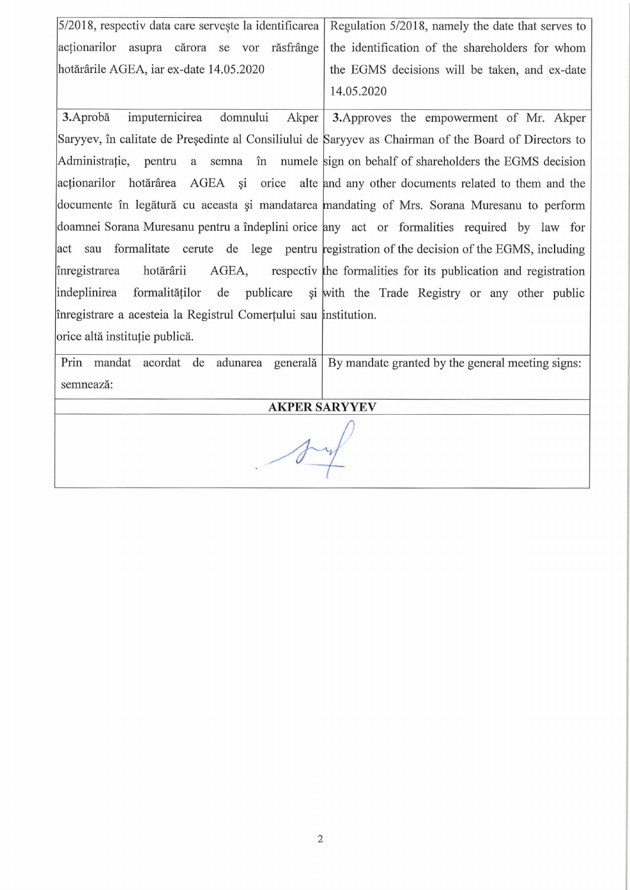| | |
|---|---|
| 5/2018, respectiv data care servește la identificarea acționarilor asupra cărora se vor răsfrânge hotărârile AGEA, iar ex-date 14.05.2020 | Regulation 5/2018, namely the date that serves to the identification of the shareholders for whom the EGMS decisions will be taken, and ex-date 14.05.2020 |
| **3.** Aprobă imputernicirea domnului Akper Saryyev, în calitate de Președinte al Consiliului de Administrație, pentru a semna în numele acționarilor hotărârea AGEA și orice alte documente în legătură cu aceasta și mandatarea doamnei Sorana Muresanu pentru a îndeplini orice act sau formalitate cerute de lege pentru înregistrarea hotărârii AGEA, respectiv indeplinirea formalităților de publicare și înregistrare a acesteia la Registrul Comerțului sau orice altă instituție publică. | **3.** Approves the empowerment of Mr. Akper Saryyev as Chairman of the Board of Directors to sign on behalf of shareholders the EGMS decision and any other documents related to them and the mandating of Mrs. Sorana Muresanu to perform any act or formalities required by law for registration of the decision of the EGMS, including the formalities for its publication and registration with the Trade Registry or any other public institution. |
| Prin mandat acordat de adunarea generală semnează: | By mandate granted by the general meeting signs: |

**AKPER SARYYEV**